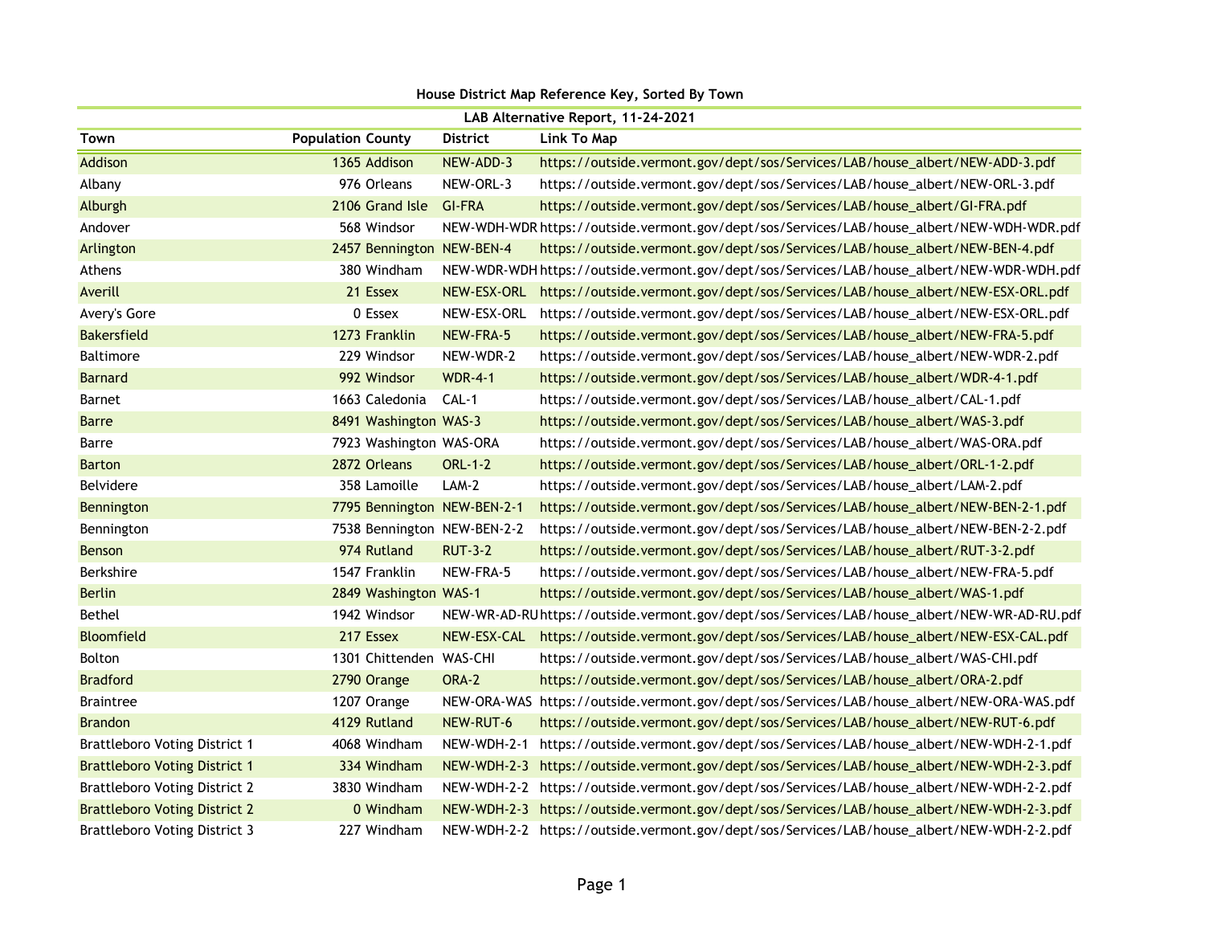## House District Map Reference Key, Sorted By Town

### LAB Alternative Report, 11-24-2021

| Town | Population | County | District | Link To Map |
|---|---|---|---|---|
| Addison | 1365 | Addison | NEW-ADD-3 | https://outside.vermont.gov/dept/sos/Services/LAB/house_albert/NEW-ADD-3.pdf |
| Albany | 976 | Orleans | NEW-ORL-3 | https://outside.vermont.gov/dept/sos/Services/LAB/house_albert/NEW-ORL-3.pdf |
| Alburgh | 2106 | Grand Isle | GI-FRA | https://outside.vermont.gov/dept/sos/Services/LAB/house_albert/GI-FRA.pdf |
| Andover | 568 | Windsor | NEW-WDH-WDR | https://outside.vermont.gov/dept/sos/Services/LAB/house_albert/NEW-WDH-WDR.pdf |
| Arlington | 2457 | Bennington | NEW-BEN-4 | https://outside.vermont.gov/dept/sos/Services/LAB/house_albert/NEW-BEN-4.pdf |
| Athens | 380 | Windham | NEW-WDR-WDH | https://outside.vermont.gov/dept/sos/Services/LAB/house_albert/NEW-WDR-WDH.pdf |
| Averill | 21 | Essex | NEW-ESX-ORL | https://outside.vermont.gov/dept/sos/Services/LAB/house_albert/NEW-ESX-ORL.pdf |
| Avery's Gore | 0 | Essex | NEW-ESX-ORL | https://outside.vermont.gov/dept/sos/Services/LAB/house_albert/NEW-ESX-ORL.pdf |
| Bakersfield | 1273 | Franklin | NEW-FRA-5 | https://outside.vermont.gov/dept/sos/Services/LAB/house_albert/NEW-FRA-5.pdf |
| Baltimore | 229 | Windsor | NEW-WDR-2 | https://outside.vermont.gov/dept/sos/Services/LAB/house_albert/NEW-WDR-2.pdf |
| Barnard | 992 | Windsor | WDR-4-1 | https://outside.vermont.gov/dept/sos/Services/LAB/house_albert/WDR-4-1.pdf |
| Barnet | 1663 | Caledonia | CAL-1 | https://outside.vermont.gov/dept/sos/Services/LAB/house_albert/CAL-1.pdf |
| Barre | 8491 | Washington | WAS-3 | https://outside.vermont.gov/dept/sos/Services/LAB/house_albert/WAS-3.pdf |
| Barre | 7923 | Washington | WAS-ORA | https://outside.vermont.gov/dept/sos/Services/LAB/house_albert/WAS-ORA.pdf |
| Barton | 2872 | Orleans | ORL-1-2 | https://outside.vermont.gov/dept/sos/Services/LAB/house_albert/ORL-1-2.pdf |
| Belvidere | 358 | Lamoille | LAM-2 | https://outside.vermont.gov/dept/sos/Services/LAB/house_albert/LAM-2.pdf |
| Bennington | 7795 | Bennington | NEW-BEN-2-1 | https://outside.vermont.gov/dept/sos/Services/LAB/house_albert/NEW-BEN-2-1.pdf |
| Bennington | 7538 | Bennington | NEW-BEN-2-2 | https://outside.vermont.gov/dept/sos/Services/LAB/house_albert/NEW-BEN-2-2.pdf |
| Benson | 974 | Rutland | RUT-3-2 | https://outside.vermont.gov/dept/sos/Services/LAB/house_albert/RUT-3-2.pdf |
| Berkshire | 1547 | Franklin | NEW-FRA-5 | https://outside.vermont.gov/dept/sos/Services/LAB/house_albert/NEW-FRA-5.pdf |
| Berlin | 2849 | Washington | WAS-1 | https://outside.vermont.gov/dept/sos/Services/LAB/house_albert/WAS-1.pdf |
| Bethel | 1942 | Windsor | NEW-WR-AD-RU | https://outside.vermont.gov/dept/sos/Services/LAB/house_albert/NEW-WR-AD-RU.pdf |
| Bloomfield | 217 | Essex | NEW-ESX-CAL | https://outside.vermont.gov/dept/sos/Services/LAB/house_albert/NEW-ESX-CAL.pdf |
| Bolton | 1301 | Chittenden | WAS-CHI | https://outside.vermont.gov/dept/sos/Services/LAB/house_albert/WAS-CHI.pdf |
| Bradford | 2790 | Orange | ORA-2 | https://outside.vermont.gov/dept/sos/Services/LAB/house_albert/ORA-2.pdf |
| Braintree | 1207 | Orange | NEW-ORA-WAS | https://outside.vermont.gov/dept/sos/Services/LAB/house_albert/NEW-ORA-WAS.pdf |
| Brandon | 4129 | Rutland | NEW-RUT-6 | https://outside.vermont.gov/dept/sos/Services/LAB/house_albert/NEW-RUT-6.pdf |
| Brattleboro Voting District 1 | 4068 | Windham | NEW-WDH-2-1 | https://outside.vermont.gov/dept/sos/Services/LAB/house_albert/NEW-WDH-2-1.pdf |
| Brattleboro Voting District 1 | 334 | Windham | NEW-WDH-2-3 | https://outside.vermont.gov/dept/sos/Services/LAB/house_albert/NEW-WDH-2-3.pdf |
| Brattleboro Voting District 2 | 3830 | Windham | NEW-WDH-2-2 | https://outside.vermont.gov/dept/sos/Services/LAB/house_albert/NEW-WDH-2-2.pdf |
| Brattleboro Voting District 2 | 0 | Windham | NEW-WDH-2-3 | https://outside.vermont.gov/dept/sos/Services/LAB/house_albert/NEW-WDH-2-3.pdf |
| Brattleboro Voting District 3 | 227 | Windham | NEW-WDH-2-2 | https://outside.vermont.gov/dept/sos/Services/LAB/house_albert/NEW-WDH-2-2.pdf |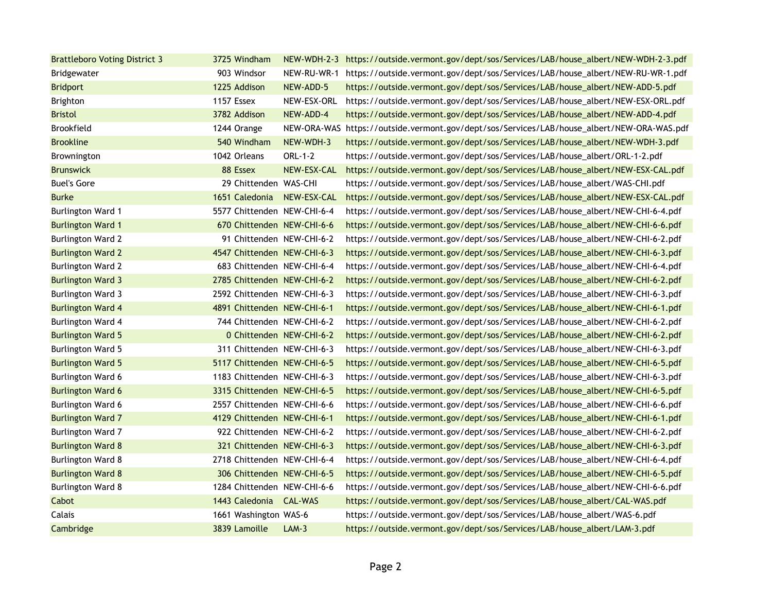| | | | | |
|---|---|---|---|---|
| Brattleboro Voting District 3 | 3725 | Windham | NEW-WDH-2-3 | https://outside.vermont.gov/dept/sos/Services/LAB/house_albert/NEW-WDH-2-3.pdf |
| Bridgewater | 903 | Windsor | NEW-RU-WR-1 | https://outside.vermont.gov/dept/sos/Services/LAB/house_albert/NEW-RU-WR-1.pdf |
| Bridport | 1225 | Addison | NEW-ADD-5 | https://outside.vermont.gov/dept/sos/Services/LAB/house_albert/NEW-ADD-5.pdf |
| Brighton | 1157 | Essex | NEW-ESX-ORL | https://outside.vermont.gov/dept/sos/Services/LAB/house_albert/NEW-ESX-ORL.pdf |
| Bristol | 3782 | Addison | NEW-ADD-4 | https://outside.vermont.gov/dept/sos/Services/LAB/house_albert/NEW-ADD-4.pdf |
| Brookfield | 1244 | Orange | NEW-ORA-WAS | https://outside.vermont.gov/dept/sos/Services/LAB/house_albert/NEW-ORA-WAS.pdf |
| Brookline | 540 | Windham | NEW-WDH-3 | https://outside.vermont.gov/dept/sos/Services/LAB/house_albert/NEW-WDH-3.pdf |
| Brownington | 1042 | Orleans | ORL-1-2 | https://outside.vermont.gov/dept/sos/Services/LAB/house_albert/ORL-1-2.pdf |
| Brunswick | 88 | Essex | NEW-ESX-CAL | https://outside.vermont.gov/dept/sos/Services/LAB/house_albert/NEW-ESX-CAL.pdf |
| Buel's Gore | 29 | Chittenden | WAS-CHI | https://outside.vermont.gov/dept/sos/Services/LAB/house_albert/WAS-CHI.pdf |
| Burke | 1651 | Caledonia | NEW-ESX-CAL | https://outside.vermont.gov/dept/sos/Services/LAB/house_albert/NEW-ESX-CAL.pdf |
| Burlington Ward 1 | 5577 | Chittenden | NEW-CHI-6-4 | https://outside.vermont.gov/dept/sos/Services/LAB/house_albert/NEW-CHI-6-4.pdf |
| Burlington Ward 1 | 670 | Chittenden | NEW-CHI-6-6 | https://outside.vermont.gov/dept/sos/Services/LAB/house_albert/NEW-CHI-6-6.pdf |
| Burlington Ward 2 | 91 | Chittenden | NEW-CHI-6-2 | https://outside.vermont.gov/dept/sos/Services/LAB/house_albert/NEW-CHI-6-2.pdf |
| Burlington Ward 2 | 4547 | Chittenden | NEW-CHI-6-3 | https://outside.vermont.gov/dept/sos/Services/LAB/house_albert/NEW-CHI-6-3.pdf |
| Burlington Ward 2 | 683 | Chittenden | NEW-CHI-6-4 | https://outside.vermont.gov/dept/sos/Services/LAB/house_albert/NEW-CHI-6-4.pdf |
| Burlington Ward 3 | 2785 | Chittenden | NEW-CHI-6-2 | https://outside.vermont.gov/dept/sos/Services/LAB/house_albert/NEW-CHI-6-2.pdf |
| Burlington Ward 3 | 2592 | Chittenden | NEW-CHI-6-3 | https://outside.vermont.gov/dept/sos/Services/LAB/house_albert/NEW-CHI-6-3.pdf |
| Burlington Ward 4 | 4891 | Chittenden | NEW-CHI-6-1 | https://outside.vermont.gov/dept/sos/Services/LAB/house_albert/NEW-CHI-6-1.pdf |
| Burlington Ward 4 | 744 | Chittenden | NEW-CHI-6-2 | https://outside.vermont.gov/dept/sos/Services/LAB/house_albert/NEW-CHI-6-2.pdf |
| Burlington Ward 5 | 0 | Chittenden | NEW-CHI-6-2 | https://outside.vermont.gov/dept/sos/Services/LAB/house_albert/NEW-CHI-6-2.pdf |
| Burlington Ward 5 | 311 | Chittenden | NEW-CHI-6-3 | https://outside.vermont.gov/dept/sos/Services/LAB/house_albert/NEW-CHI-6-3.pdf |
| Burlington Ward 5 | 5117 | Chittenden | NEW-CHI-6-5 | https://outside.vermont.gov/dept/sos/Services/LAB/house_albert/NEW-CHI-6-5.pdf |
| Burlington Ward 6 | 1183 | Chittenden | NEW-CHI-6-3 | https://outside.vermont.gov/dept/sos/Services/LAB/house_albert/NEW-CHI-6-3.pdf |
| Burlington Ward 6 | 3315 | Chittenden | NEW-CHI-6-5 | https://outside.vermont.gov/dept/sos/Services/LAB/house_albert/NEW-CHI-6-5.pdf |
| Burlington Ward 6 | 2557 | Chittenden | NEW-CHI-6-6 | https://outside.vermont.gov/dept/sos/Services/LAB/house_albert/NEW-CHI-6-6.pdf |
| Burlington Ward 7 | 4129 | Chittenden | NEW-CHI-6-1 | https://outside.vermont.gov/dept/sos/Services/LAB/house_albert/NEW-CHI-6-1.pdf |
| Burlington Ward 7 | 922 | Chittenden | NEW-CHI-6-2 | https://outside.vermont.gov/dept/sos/Services/LAB/house_albert/NEW-CHI-6-2.pdf |
| Burlington Ward 8 | 321 | Chittenden | NEW-CHI-6-3 | https://outside.vermont.gov/dept/sos/Services/LAB/house_albert/NEW-CHI-6-3.pdf |
| Burlington Ward 8 | 2718 | Chittenden | NEW-CHI-6-4 | https://outside.vermont.gov/dept/sos/Services/LAB/house_albert/NEW-CHI-6-4.pdf |
| Burlington Ward 8 | 306 | Chittenden | NEW-CHI-6-5 | https://outside.vermont.gov/dept/sos/Services/LAB/house_albert/NEW-CHI-6-5.pdf |
| Burlington Ward 8 | 1284 | Chittenden | NEW-CHI-6-6 | https://outside.vermont.gov/dept/sos/Services/LAB/house_albert/NEW-CHI-6-6.pdf |
| Cabot | 1443 | Caledonia | CAL-WAS | https://outside.vermont.gov/dept/sos/Services/LAB/house_albert/CAL-WAS.pdf |
| Calais | 1661 | Washington | WAS-6 | https://outside.vermont.gov/dept/sos/Services/LAB/house_albert/WAS-6.pdf |
| Cambridge | 3839 | Lamoille | LAM-3 | https://outside.vermont.gov/dept/sos/Services/LAB/house_albert/LAM-3.pdf |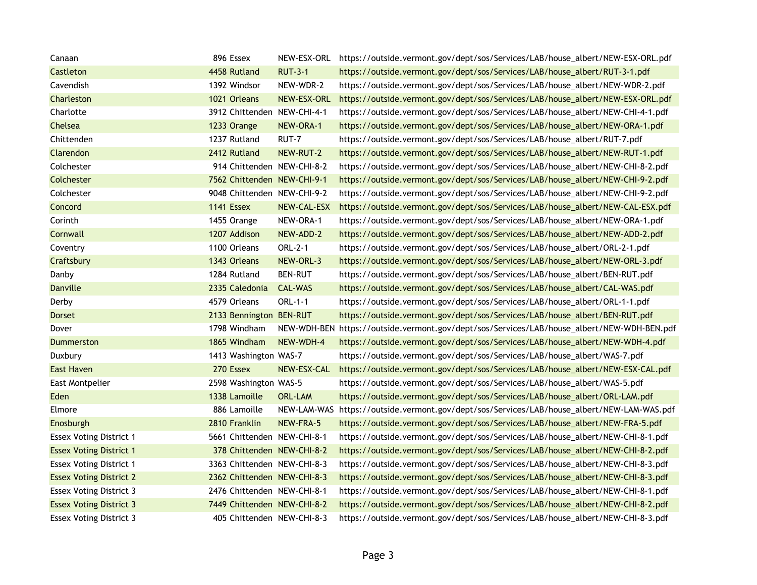| | | | | |
|---|---|---|---|---|
| Canaan | 896 | Essex | NEW-ESX-ORL | https://outside.vermont.gov/dept/sos/Services/LAB/house_albert/NEW-ESX-ORL.pdf |
| Castleton | 4458 | Rutland | RUT-3-1 | https://outside.vermont.gov/dept/sos/Services/LAB/house_albert/RUT-3-1.pdf |
| Cavendish | 1392 | Windsor | NEW-WDR-2 | https://outside.vermont.gov/dept/sos/Services/LAB/house_albert/NEW-WDR-2.pdf |
| Charleston | 1021 | Orleans | NEW-ESX-ORL | https://outside.vermont.gov/dept/sos/Services/LAB/house_albert/NEW-ESX-ORL.pdf |
| Charlotte | 3912 | Chittenden | NEW-CHI-4-1 | https://outside.vermont.gov/dept/sos/Services/LAB/house_albert/NEW-CHI-4-1.pdf |
| Chelsea | 1233 | Orange | NEW-ORA-1 | https://outside.vermont.gov/dept/sos/Services/LAB/house_albert/NEW-ORA-1.pdf |
| Chittenden | 1237 | Rutland | RUT-7 | https://outside.vermont.gov/dept/sos/Services/LAB/house_albert/RUT-7.pdf |
| Clarendon | 2412 | Rutland | NEW-RUT-2 | https://outside.vermont.gov/dept/sos/Services/LAB/house_albert/NEW-RUT-1.pdf |
| Colchester | 914 | Chittenden | NEW-CHI-8-2 | https://outside.vermont.gov/dept/sos/Services/LAB/house_albert/NEW-CHI-8-2.pdf |
| Colchester | 7562 | Chittenden | NEW-CHI-9-1 | https://outside.vermont.gov/dept/sos/Services/LAB/house_albert/NEW-CHI-9-2.pdf |
| Colchester | 9048 | Chittenden | NEW-CHI-9-2 | https://outside.vermont.gov/dept/sos/Services/LAB/house_albert/NEW-CHI-9-2.pdf |
| Concord | 1141 | Essex | NEW-CAL-ESX | https://outside.vermont.gov/dept/sos/Services/LAB/house_albert/NEW-CAL-ESX.pdf |
| Corinth | 1455 | Orange | NEW-ORA-1 | https://outside.vermont.gov/dept/sos/Services/LAB/house_albert/NEW-ORA-1.pdf |
| Cornwall | 1207 | Addison | NEW-ADD-2 | https://outside.vermont.gov/dept/sos/Services/LAB/house_albert/NEW-ADD-2.pdf |
| Coventry | 1100 | Orleans | ORL-2-1 | https://outside.vermont.gov/dept/sos/Services/LAB/house_albert/ORL-2-1.pdf |
| Craftsbury | 1343 | Orleans | NEW-ORL-3 | https://outside.vermont.gov/dept/sos/Services/LAB/house_albert/NEW-ORL-3.pdf |
| Danby | 1284 | Rutland | BEN-RUT | https://outside.vermont.gov/dept/sos/Services/LAB/house_albert/BEN-RUT.pdf |
| Danville | 2335 | Caledonia | CAL-WAS | https://outside.vermont.gov/dept/sos/Services/LAB/house_albert/CAL-WAS.pdf |
| Derby | 4579 | Orleans | ORL-1-1 | https://outside.vermont.gov/dept/sos/Services/LAB/house_albert/ORL-1-1.pdf |
| Dorset | 2133 | Bennington | BEN-RUT | https://outside.vermont.gov/dept/sos/Services/LAB/house_albert/BEN-RUT.pdf |
| Dover | 1798 | Windham | NEW-WDH-BEN | https://outside.vermont.gov/dept/sos/Services/LAB/house_albert/NEW-WDH-BEN.pdf |
| Dummerston | 1865 | Windham | NEW-WDH-4 | https://outside.vermont.gov/dept/sos/Services/LAB/house_albert/NEW-WDH-4.pdf |
| Duxbury | 1413 | Washington | WAS-7 | https://outside.vermont.gov/dept/sos/Services/LAB/house_albert/WAS-7.pdf |
| East Haven | 270 | Essex | NEW-ESX-CAL | https://outside.vermont.gov/dept/sos/Services/LAB/house_albert/NEW-ESX-CAL.pdf |
| East Montpelier | 2598 | Washington | WAS-5 | https://outside.vermont.gov/dept/sos/Services/LAB/house_albert/WAS-5.pdf |
| Eden | 1338 | Lamoille | ORL-LAM | https://outside.vermont.gov/dept/sos/Services/LAB/house_albert/ORL-LAM.pdf |
| Elmore | 886 | Lamoille | NEW-LAM-WAS | https://outside.vermont.gov/dept/sos/Services/LAB/house_albert/NEW-LAM-WAS.pdf |
| Enosburgh | 2810 | Franklin | NEW-FRA-5 | https://outside.vermont.gov/dept/sos/Services/LAB/house_albert/NEW-FRA-5.pdf |
| Essex Voting District 1 | 5661 | Chittenden | NEW-CHI-8-1 | https://outside.vermont.gov/dept/sos/Services/LAB/house_albert/NEW-CHI-8-1.pdf |
| Essex Voting District 1 | 378 | Chittenden | NEW-CHI-8-2 | https://outside.vermont.gov/dept/sos/Services/LAB/house_albert/NEW-CHI-8-2.pdf |
| Essex Voting District 1 | 3363 | Chittenden | NEW-CHI-8-3 | https://outside.vermont.gov/dept/sos/Services/LAB/house_albert/NEW-CHI-8-3.pdf |
| Essex Voting District 2 | 2362 | Chittenden | NEW-CHI-8-3 | https://outside.vermont.gov/dept/sos/Services/LAB/house_albert/NEW-CHI-8-3.pdf |
| Essex Voting District 3 | 2476 | Chittenden | NEW-CHI-8-1 | https://outside.vermont.gov/dept/sos/Services/LAB/house_albert/NEW-CHI-8-1.pdf |
| Essex Voting District 3 | 7449 | Chittenden | NEW-CHI-8-2 | https://outside.vermont.gov/dept/sos/Services/LAB/house_albert/NEW-CHI-8-2.pdf |
| Essex Voting District 3 | 405 | Chittenden | NEW-CHI-8-3 | https://outside.vermont.gov/dept/sos/Services/LAB/house_albert/NEW-CHI-8-3.pdf |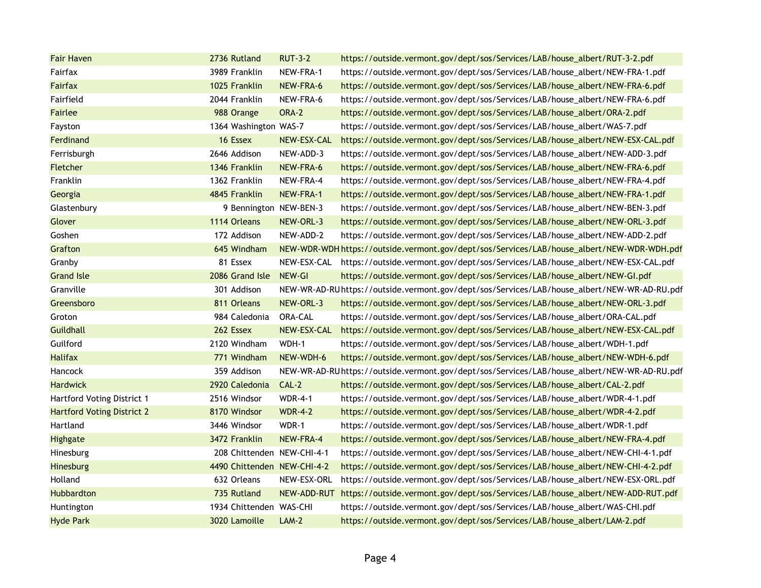| | | | | |
|---|---|---|---|---|
| Fair Haven | 2736 | Rutland | RUT-3-2 | https://outside.vermont.gov/dept/sos/Services/LAB/house_albert/RUT-3-2.pdf |
| Fairfax | 3989 | Franklin | NEW-FRA-1 | https://outside.vermont.gov/dept/sos/Services/LAB/house_albert/NEW-FRA-1.pdf |
| Fairfax | 1025 | Franklin | NEW-FRA-6 | https://outside.vermont.gov/dept/sos/Services/LAB/house_albert/NEW-FRA-6.pdf |
| Fairfield | 2044 | Franklin | NEW-FRA-6 | https://outside.vermont.gov/dept/sos/Services/LAB/house_albert/NEW-FRA-6.pdf |
| Fairlee | 988 | Orange | ORA-2 | https://outside.vermont.gov/dept/sos/Services/LAB/house_albert/ORA-2.pdf |
| Fayston | 1364 | Washington | WAS-7 | https://outside.vermont.gov/dept/sos/Services/LAB/house_albert/WAS-7.pdf |
| Ferdinand | 16 | Essex | NEW-ESX-CAL | https://outside.vermont.gov/dept/sos/Services/LAB/house_albert/NEW-ESX-CAL.pdf |
| Ferrisburgh | 2646 | Addison | NEW-ADD-3 | https://outside.vermont.gov/dept/sos/Services/LAB/house_albert/NEW-ADD-3.pdf |
| Fletcher | 1346 | Franklin | NEW-FRA-6 | https://outside.vermont.gov/dept/sos/Services/LAB/house_albert/NEW-FRA-6.pdf |
| Franklin | 1362 | Franklin | NEW-FRA-4 | https://outside.vermont.gov/dept/sos/Services/LAB/house_albert/NEW-FRA-4.pdf |
| Georgia | 4845 | Franklin | NEW-FRA-1 | https://outside.vermont.gov/dept/sos/Services/LAB/house_albert/NEW-FRA-1.pdf |
| Glastenbury | 9 | Bennington | NEW-BEN-3 | https://outside.vermont.gov/dept/sos/Services/LAB/house_albert/NEW-BEN-3.pdf |
| Glover | 1114 | Orleans | NEW-ORL-3 | https://outside.vermont.gov/dept/sos/Services/LAB/house_albert/NEW-ORL-3.pdf |
| Goshen | 172 | Addison | NEW-ADD-2 | https://outside.vermont.gov/dept/sos/Services/LAB/house_albert/NEW-ADD-2.pdf |
| Grafton | 645 | Windham | NEW-WDR-WDH | https://outside.vermont.gov/dept/sos/Services/LAB/house_albert/NEW-WDR-WDH.pdf |
| Granby | 81 | Essex | NEW-ESX-CAL | https://outside.vermont.gov/dept/sos/Services/LAB/house_albert/NEW-ESX-CAL.pdf |
| Grand Isle | 2086 | Grand Isle | NEW-GI | https://outside.vermont.gov/dept/sos/Services/LAB/house_albert/NEW-GI.pdf |
| Granville | 301 | Addison | NEW-WR-AD-RU | https://outside.vermont.gov/dept/sos/Services/LAB/house_albert/NEW-WR-AD-RU.pdf |
| Greensboro | 811 | Orleans | NEW-ORL-3 | https://outside.vermont.gov/dept/sos/Services/LAB/house_albert/NEW-ORL-3.pdf |
| Groton | 984 | Caledonia | ORA-CAL | https://outside.vermont.gov/dept/sos/Services/LAB/house_albert/ORA-CAL.pdf |
| Guildhall | 262 | Essex | NEW-ESX-CAL | https://outside.vermont.gov/dept/sos/Services/LAB/house_albert/NEW-ESX-CAL.pdf |
| Guilford | 2120 | Windham | WDH-1 | https://outside.vermont.gov/dept/sos/Services/LAB/house_albert/WDH-1.pdf |
| Halifax | 771 | Windham | NEW-WDH-6 | https://outside.vermont.gov/dept/sos/Services/LAB/house_albert/NEW-WDH-6.pdf |
| Hancock | 359 | Addison | NEW-WR-AD-RU | https://outside.vermont.gov/dept/sos/Services/LAB/house_albert/NEW-WR-AD-RU.pdf |
| Hardwick | 2920 | Caledonia | CAL-2 | https://outside.vermont.gov/dept/sos/Services/LAB/house_albert/CAL-2.pdf |
| Hartford Voting District 1 | 2516 | Windsor | WDR-4-1 | https://outside.vermont.gov/dept/sos/Services/LAB/house_albert/WDR-4-1.pdf |
| Hartford Voting District 2 | 8170 | Windsor | WDR-4-2 | https://outside.vermont.gov/dept/sos/Services/LAB/house_albert/WDR-4-2.pdf |
| Hartland | 3446 | Windsor | WDR-1 | https://outside.vermont.gov/dept/sos/Services/LAB/house_albert/WDR-1.pdf |
| Highgate | 3472 | Franklin | NEW-FRA-4 | https://outside.vermont.gov/dept/sos/Services/LAB/house_albert/NEW-FRA-4.pdf |
| Hinesburg | 208 | Chittenden | NEW-CHI-4-1 | https://outside.vermont.gov/dept/sos/Services/LAB/house_albert/NEW-CHI-4-1.pdf |
| Hinesburg | 4490 | Chittenden | NEW-CHI-4-2 | https://outside.vermont.gov/dept/sos/Services/LAB/house_albert/NEW-CHI-4-2.pdf |
| Holland | 632 | Orleans | NEW-ESX-ORL | https://outside.vermont.gov/dept/sos/Services/LAB/house_albert/NEW-ESX-ORL.pdf |
| Hubbardton | 735 | Rutland | NEW-ADD-RUT | https://outside.vermont.gov/dept/sos/Services/LAB/house_albert/NEW-ADD-RUT.pdf |
| Huntington | 1934 | Chittenden | WAS-CHI | https://outside.vermont.gov/dept/sos/Services/LAB/house_albert/WAS-CHI.pdf |
| Hyde Park | 3020 | Lamoille | LAM-2 | https://outside.vermont.gov/dept/sos/Services/LAB/house_albert/LAM-2.pdf |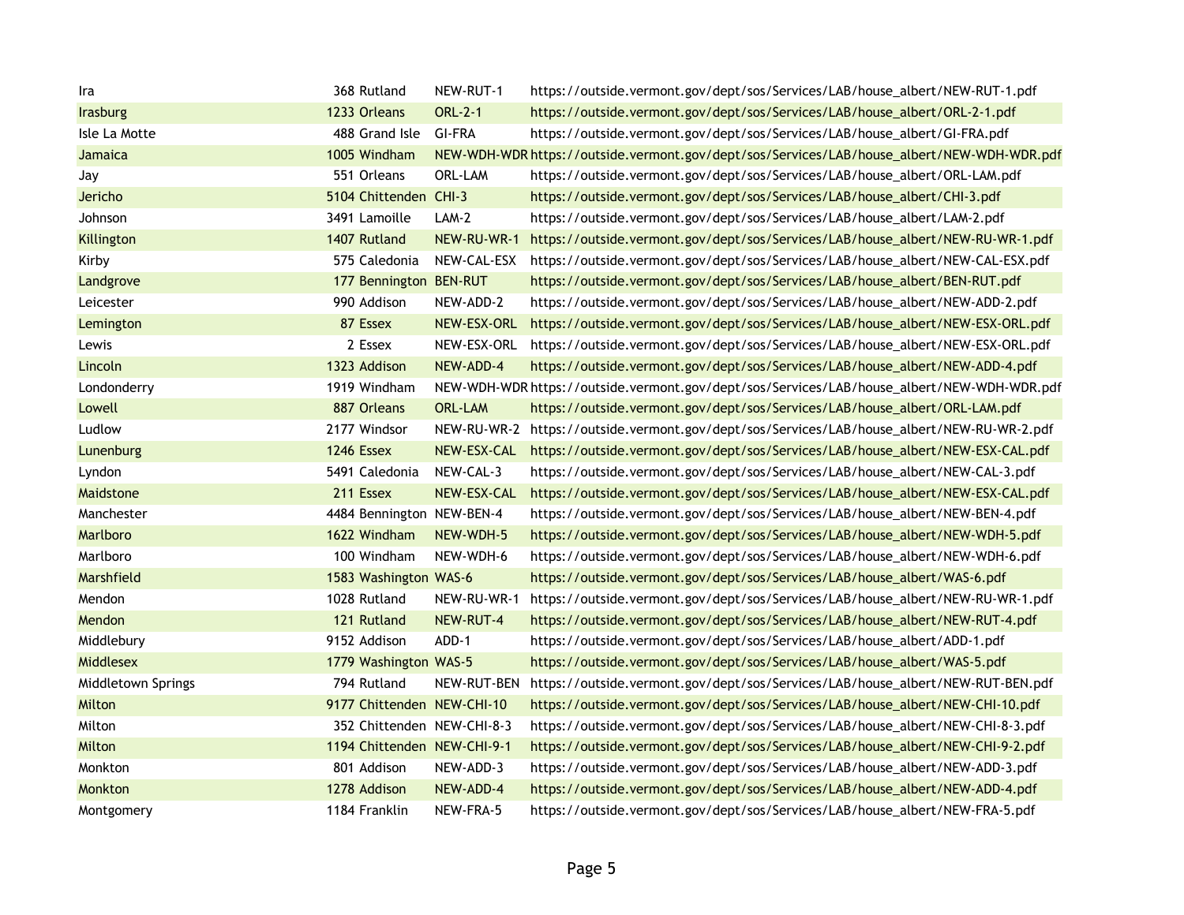| | | | | |
|---|---|---|---|---|
| Ira | 368 | Rutland | NEW-RUT-1 | https://outside.vermont.gov/dept/sos/Services/LAB/house_albert/NEW-RUT-1.pdf |
| Irasburg | 1233 | Orleans | ORL-2-1 | https://outside.vermont.gov/dept/sos/Services/LAB/house_albert/ORL-2-1.pdf |
| Isle La Motte | 488 | Grand Isle | GI-FRA | https://outside.vermont.gov/dept/sos/Services/LAB/house_albert/GI-FRA.pdf |
| Jamaica | 1005 | Windham | NEW-WDH-WDR | https://outside.vermont.gov/dept/sos/Services/LAB/house_albert/NEW-WDH-WDR.pdf |
| Jay | 551 | Orleans | ORL-LAM | https://outside.vermont.gov/dept/sos/Services/LAB/house_albert/ORL-LAM.pdf |
| Jericho | 5104 | Chittenden | CHI-3 | https://outside.vermont.gov/dept/sos/Services/LAB/house_albert/CHI-3.pdf |
| Johnson | 3491 | Lamoille | LAM-2 | https://outside.vermont.gov/dept/sos/Services/LAB/house_albert/LAM-2.pdf |
| Killington | 1407 | Rutland | NEW-RU-WR-1 | https://outside.vermont.gov/dept/sos/Services/LAB/house_albert/NEW-RU-WR-1.pdf |
| Kirby | 575 | Caledonia | NEW-CAL-ESX | https://outside.vermont.gov/dept/sos/Services/LAB/house_albert/NEW-CAL-ESX.pdf |
| Landgrove | 177 | Bennington | BEN-RUT | https://outside.vermont.gov/dept/sos/Services/LAB/house_albert/BEN-RUT.pdf |
| Leicester | 990 | Addison | NEW-ADD-2 | https://outside.vermont.gov/dept/sos/Services/LAB/house_albert/NEW-ADD-2.pdf |
| Lemington | 87 | Essex | NEW-ESX-ORL | https://outside.vermont.gov/dept/sos/Services/LAB/house_albert/NEW-ESX-ORL.pdf |
| Lewis | 2 | Essex | NEW-ESX-ORL | https://outside.vermont.gov/dept/sos/Services/LAB/house_albert/NEW-ESX-ORL.pdf |
| Lincoln | 1323 | Addison | NEW-ADD-4 | https://outside.vermont.gov/dept/sos/Services/LAB/house_albert/NEW-ADD-4.pdf |
| Londonderry | 1919 | Windham | NEW-WDH-WDR | https://outside.vermont.gov/dept/sos/Services/LAB/house_albert/NEW-WDH-WDR.pdf |
| Lowell | 887 | Orleans | ORL-LAM | https://outside.vermont.gov/dept/sos/Services/LAB/house_albert/ORL-LAM.pdf |
| Ludlow | 2177 | Windsor | NEW-RU-WR-2 | https://outside.vermont.gov/dept/sos/Services/LAB/house_albert/NEW-RU-WR-2.pdf |
| Lunenburg | 1246 | Essex | NEW-ESX-CAL | https://outside.vermont.gov/dept/sos/Services/LAB/house_albert/NEW-ESX-CAL.pdf |
| Lyndon | 5491 | Caledonia | NEW-CAL-3 | https://outside.vermont.gov/dept/sos/Services/LAB/house_albert/NEW-CAL-3.pdf |
| Maidstone | 211 | Essex | NEW-ESX-CAL | https://outside.vermont.gov/dept/sos/Services/LAB/house_albert/NEW-ESX-CAL.pdf |
| Manchester | 4484 | Bennington | NEW-BEN-4 | https://outside.vermont.gov/dept/sos/Services/LAB/house_albert/NEW-BEN-4.pdf |
| Marlboro | 1622 | Windham | NEW-WDH-5 | https://outside.vermont.gov/dept/sos/Services/LAB/house_albert/NEW-WDH-5.pdf |
| Marlboro | 100 | Windham | NEW-WDH-6 | https://outside.vermont.gov/dept/sos/Services/LAB/house_albert/NEW-WDH-6.pdf |
| Marshfield | 1583 | Washington | WAS-6 | https://outside.vermont.gov/dept/sos/Services/LAB/house_albert/WAS-6.pdf |
| Mendon | 1028 | Rutland | NEW-RU-WR-1 | https://outside.vermont.gov/dept/sos/Services/LAB/house_albert/NEW-RU-WR-1.pdf |
| Mendon | 121 | Rutland | NEW-RUT-4 | https://outside.vermont.gov/dept/sos/Services/LAB/house_albert/NEW-RUT-4.pdf |
| Middlebury | 9152 | Addison | ADD-1 | https://outside.vermont.gov/dept/sos/Services/LAB/house_albert/ADD-1.pdf |
| Middlesex | 1779 | Washington | WAS-5 | https://outside.vermont.gov/dept/sos/Services/LAB/house_albert/WAS-5.pdf |
| Middletown Springs | 794 | Rutland | NEW-RUT-BEN | https://outside.vermont.gov/dept/sos/Services/LAB/house_albert/NEW-RUT-BEN.pdf |
| Milton | 9177 | Chittenden | NEW-CHI-10 | https://outside.vermont.gov/dept/sos/Services/LAB/house_albert/NEW-CHI-10.pdf |
| Milton | 352 | Chittenden | NEW-CHI-8-3 | https://outside.vermont.gov/dept/sos/Services/LAB/house_albert/NEW-CHI-8-3.pdf |
| Milton | 1194 | Chittenden | NEW-CHI-9-1 | https://outside.vermont.gov/dept/sos/Services/LAB/house_albert/NEW-CHI-9-2.pdf |
| Monkton | 801 | Addison | NEW-ADD-3 | https://outside.vermont.gov/dept/sos/Services/LAB/house_albert/NEW-ADD-3.pdf |
| Monkton | 1278 | Addison | NEW-ADD-4 | https://outside.vermont.gov/dept/sos/Services/LAB/house_albert/NEW-ADD-4.pdf |
| Montgomery | 1184 | Franklin | NEW-FRA-5 | https://outside.vermont.gov/dept/sos/Services/LAB/house_albert/NEW-FRA-5.pdf |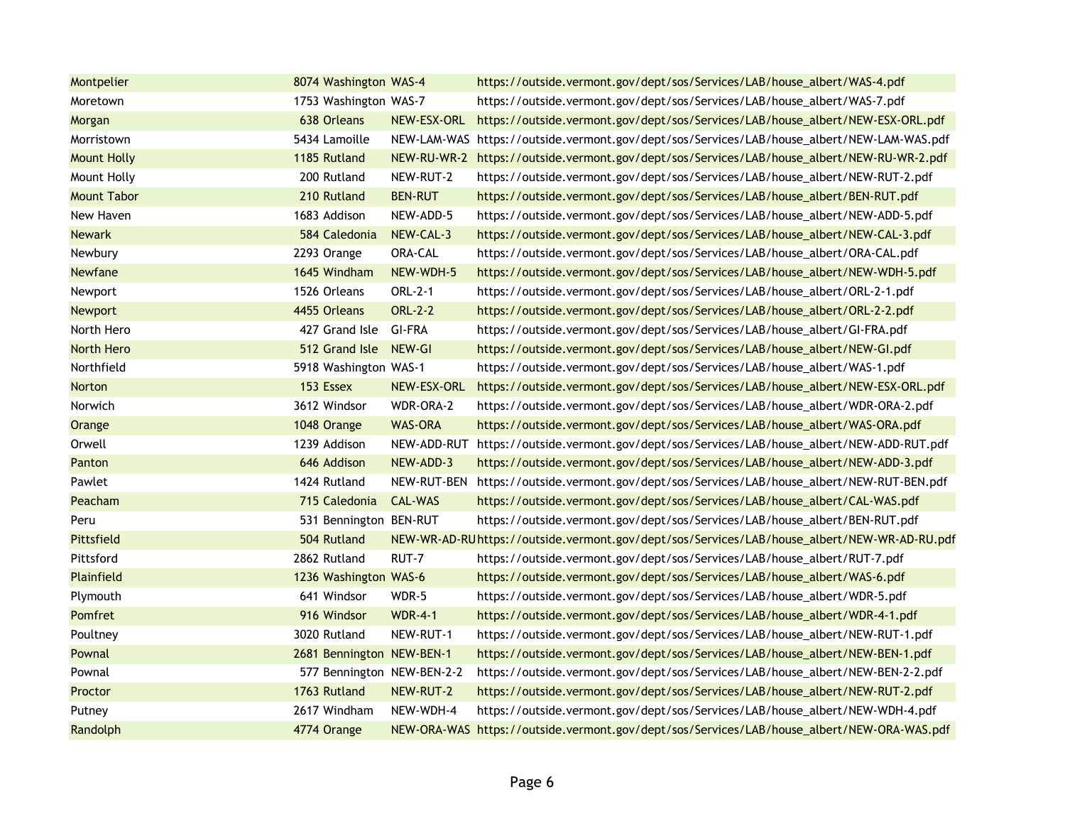| | | | | |
|---|---|---|---|---|
| Montpelier | 8074 | Washington | WAS-4 | https://outside.vermont.gov/dept/sos/Services/LAB/house_albert/WAS-4.pdf |
| Moretown | 1753 | Washington | WAS-7 | https://outside.vermont.gov/dept/sos/Services/LAB/house_albert/WAS-7.pdf |
| Morgan | 638 | Orleans | NEW-ESX-ORL | https://outside.vermont.gov/dept/sos/Services/LAB/house_albert/NEW-ESX-ORL.pdf |
| Morristown | 5434 | Lamoille | NEW-LAM-WAS | https://outside.vermont.gov/dept/sos/Services/LAB/house_albert/NEW-LAM-WAS.pdf |
| Mount Holly | 1185 | Rutland | NEW-RU-WR-2 | https://outside.vermont.gov/dept/sos/Services/LAB/house_albert/NEW-RU-WR-2.pdf |
| Mount Holly | 200 | Rutland | NEW-RUT-2 | https://outside.vermont.gov/dept/sos/Services/LAB/house_albert/NEW-RUT-2.pdf |
| Mount Tabor | 210 | Rutland | BEN-RUT | https://outside.vermont.gov/dept/sos/Services/LAB/house_albert/BEN-RUT.pdf |
| New Haven | 1683 | Addison | NEW-ADD-5 | https://outside.vermont.gov/dept/sos/Services/LAB/house_albert/NEW-ADD-5.pdf |
| Newark | 584 | Caledonia | NEW-CAL-3 | https://outside.vermont.gov/dept/sos/Services/LAB/house_albert/NEW-CAL-3.pdf |
| Newbury | 2293 | Orange | ORA-CAL | https://outside.vermont.gov/dept/sos/Services/LAB/house_albert/ORA-CAL.pdf |
| Newfane | 1645 | Windham | NEW-WDH-5 | https://outside.vermont.gov/dept/sos/Services/LAB/house_albert/NEW-WDH-5.pdf |
| Newport | 1526 | Orleans | ORL-2-1 | https://outside.vermont.gov/dept/sos/Services/LAB/house_albert/ORL-2-1.pdf |
| Newport | 4455 | Orleans | ORL-2-2 | https://outside.vermont.gov/dept/sos/Services/LAB/house_albert/ORL-2-2.pdf |
| North Hero | 427 | Grand Isle | GI-FRA | https://outside.vermont.gov/dept/sos/Services/LAB/house_albert/GI-FRA.pdf |
| North Hero | 512 | Grand Isle | NEW-GI | https://outside.vermont.gov/dept/sos/Services/LAB/house_albert/NEW-GI.pdf |
| Northfield | 5918 | Washington | WAS-1 | https://outside.vermont.gov/dept/sos/Services/LAB/house_albert/WAS-1.pdf |
| Norton | 153 | Essex | NEW-ESX-ORL | https://outside.vermont.gov/dept/sos/Services/LAB/house_albert/NEW-ESX-ORL.pdf |
| Norwich | 3612 | Windsor | WDR-ORA-2 | https://outside.vermont.gov/dept/sos/Services/LAB/house_albert/WDR-ORA-2.pdf |
| Orange | 1048 | Orange | WAS-ORA | https://outside.vermont.gov/dept/sos/Services/LAB/house_albert/WAS-ORA.pdf |
| Orwell | 1239 | Addison | NEW-ADD-RUT | https://outside.vermont.gov/dept/sos/Services/LAB/house_albert/NEW-ADD-RUT.pdf |
| Panton | 646 | Addison | NEW-ADD-3 | https://outside.vermont.gov/dept/sos/Services/LAB/house_albert/NEW-ADD-3.pdf |
| Pawlet | 1424 | Rutland | NEW-RUT-BEN | https://outside.vermont.gov/dept/sos/Services/LAB/house_albert/NEW-RUT-BEN.pdf |
| Peacham | 715 | Caledonia | CAL-WAS | https://outside.vermont.gov/dept/sos/Services/LAB/house_albert/CAL-WAS.pdf |
| Peru | 531 | Bennington | BEN-RUT | https://outside.vermont.gov/dept/sos/Services/LAB/house_albert/BEN-RUT.pdf |
| Pittsfield | 504 | Rutland | NEW-WR-AD-RU | https://outside.vermont.gov/dept/sos/Services/LAB/house_albert/NEW-WR-AD-RU.pdf |
| Pittsford | 2862 | Rutland | RUT-7 | https://outside.vermont.gov/dept/sos/Services/LAB/house_albert/RUT-7.pdf |
| Plainfield | 1236 | Washington | WAS-6 | https://outside.vermont.gov/dept/sos/Services/LAB/house_albert/WAS-6.pdf |
| Plymouth | 641 | Windsor | WDR-5 | https://outside.vermont.gov/dept/sos/Services/LAB/house_albert/WDR-5.pdf |
| Pomfret | 916 | Windsor | WDR-4-1 | https://outside.vermont.gov/dept/sos/Services/LAB/house_albert/WDR-4-1.pdf |
| Poultney | 3020 | Rutland | NEW-RUT-1 | https://outside.vermont.gov/dept/sos/Services/LAB/house_albert/NEW-RUT-1.pdf |
| Pownal | 2681 | Bennington | NEW-BEN-1 | https://outside.vermont.gov/dept/sos/Services/LAB/house_albert/NEW-BEN-1.pdf |
| Pownal | 577 | Bennington | NEW-BEN-2-2 | https://outside.vermont.gov/dept/sos/Services/LAB/house_albert/NEW-BEN-2-2.pdf |
| Proctor | 1763 | Rutland | NEW-RUT-2 | https://outside.vermont.gov/dept/sos/Services/LAB/house_albert/NEW-RUT-2.pdf |
| Putney | 2617 | Windham | NEW-WDH-4 | https://outside.vermont.gov/dept/sos/Services/LAB/house_albert/NEW-WDH-4.pdf |
| Randolph | 4774 | Orange | NEW-ORA-WAS | https://outside.vermont.gov/dept/sos/Services/LAB/house_albert/NEW-ORA-WAS.pdf |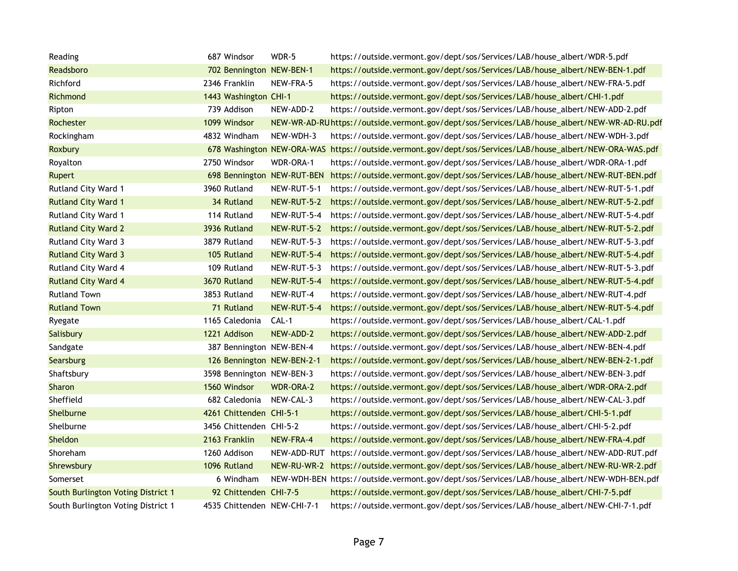| | | | | |
|---|---|---|---|---|
| Reading | 687 | Windsor | WDR-5 | https://outside.vermont.gov/dept/sos/Services/LAB/house_albert/WDR-5.pdf |
| Readsboro | 702 | Bennington | NEW-BEN-1 | https://outside.vermont.gov/dept/sos/Services/LAB/house_albert/NEW-BEN-1.pdf |
| Richford | 2346 | Franklin | NEW-FRA-5 | https://outside.vermont.gov/dept/sos/Services/LAB/house_albert/NEW-FRA-5.pdf |
| Richmond | 1443 | Washington | CHI-1 | https://outside.vermont.gov/dept/sos/Services/LAB/house_albert/CHI-1.pdf |
| Ripton | 739 | Addison | NEW-ADD-2 | https://outside.vermont.gov/dept/sos/Services/LAB/house_albert/NEW-ADD-2.pdf |
| Rochester | 1099 | Windsor | NEW-WR-AD-RU | https://outside.vermont.gov/dept/sos/Services/LAB/house_albert/NEW-WR-AD-RU.pdf |
| Rockingham | 4832 | Windham | NEW-WDH-3 | https://outside.vermont.gov/dept/sos/Services/LAB/house_albert/NEW-WDH-3.pdf |
| Roxbury | 678 | Washington | NEW-ORA-WAS | https://outside.vermont.gov/dept/sos/Services/LAB/house_albert/NEW-ORA-WAS.pdf |
| Royalton | 2750 | Windsor | WDR-ORA-1 | https://outside.vermont.gov/dept/sos/Services/LAB/house_albert/WDR-ORA-1.pdf |
| Rupert | 698 | Bennington | NEW-RUT-BEN | https://outside.vermont.gov/dept/sos/Services/LAB/house_albert/NEW-RUT-BEN.pdf |
| Rutland City Ward 1 | 3960 | Rutland | NEW-RUT-5-1 | https://outside.vermont.gov/dept/sos/Services/LAB/house_albert/NEW-RUT-5-1.pdf |
| Rutland City Ward 1 | 34 | Rutland | NEW-RUT-5-2 | https://outside.vermont.gov/dept/sos/Services/LAB/house_albert/NEW-RUT-5-2.pdf |
| Rutland City Ward 1 | 114 | Rutland | NEW-RUT-5-4 | https://outside.vermont.gov/dept/sos/Services/LAB/house_albert/NEW-RUT-5-4.pdf |
| Rutland City Ward 2 | 3936 | Rutland | NEW-RUT-5-2 | https://outside.vermont.gov/dept/sos/Services/LAB/house_albert/NEW-RUT-5-2.pdf |
| Rutland City Ward 3 | 3879 | Rutland | NEW-RUT-5-3 | https://outside.vermont.gov/dept/sos/Services/LAB/house_albert/NEW-RUT-5-3.pdf |
| Rutland City Ward 3 | 105 | Rutland | NEW-RUT-5-4 | https://outside.vermont.gov/dept/sos/Services/LAB/house_albert/NEW-RUT-5-4.pdf |
| Rutland City Ward 4 | 109 | Rutland | NEW-RUT-5-3 | https://outside.vermont.gov/dept/sos/Services/LAB/house_albert/NEW-RUT-5-3.pdf |
| Rutland City Ward 4 | 3670 | Rutland | NEW-RUT-5-4 | https://outside.vermont.gov/dept/sos/Services/LAB/house_albert/NEW-RUT-5-4.pdf |
| Rutland Town | 3853 | Rutland | NEW-RUT-4 | https://outside.vermont.gov/dept/sos/Services/LAB/house_albert/NEW-RUT-4.pdf |
| Rutland Town | 71 | Rutland | NEW-RUT-5-4 | https://outside.vermont.gov/dept/sos/Services/LAB/house_albert/NEW-RUT-5-4.pdf |
| Ryegate | 1165 | Caledonia | CAL-1 | https://outside.vermont.gov/dept/sos/Services/LAB/house_albert/CAL-1.pdf |
| Salisbury | 1221 | Addison | NEW-ADD-2 | https://outside.vermont.gov/dept/sos/Services/LAB/house_albert/NEW-ADD-2.pdf |
| Sandgate | 387 | Bennington | NEW-BEN-4 | https://outside.vermont.gov/dept/sos/Services/LAB/house_albert/NEW-BEN-4.pdf |
| Searsburg | 126 | Bennington | NEW-BEN-2-1 | https://outside.vermont.gov/dept/sos/Services/LAB/house_albert/NEW-BEN-2-1.pdf |
| Shaftsbury | 3598 | Bennington | NEW-BEN-3 | https://outside.vermont.gov/dept/sos/Services/LAB/house_albert/NEW-BEN-3.pdf |
| Sharon | 1560 | Windsor | WDR-ORA-2 | https://outside.vermont.gov/dept/sos/Services/LAB/house_albert/WDR-ORA-2.pdf |
| Sheffield | 682 | Caledonia | NEW-CAL-3 | https://outside.vermont.gov/dept/sos/Services/LAB/house_albert/NEW-CAL-3.pdf |
| Shelburne | 4261 | Chittenden | CHI-5-1 | https://outside.vermont.gov/dept/sos/Services/LAB/house_albert/CHI-5-1.pdf |
| Shelburne | 3456 | Chittenden | CHI-5-2 | https://outside.vermont.gov/dept/sos/Services/LAB/house_albert/CHI-5-2.pdf |
| Sheldon | 2163 | Franklin | NEW-FRA-4 | https://outside.vermont.gov/dept/sos/Services/LAB/house_albert/NEW-FRA-4.pdf |
| Shoreham | 1260 | Addison | NEW-ADD-RUT | https://outside.vermont.gov/dept/sos/Services/LAB/house_albert/NEW-ADD-RUT.pdf |
| Shrewsbury | 1096 | Rutland | NEW-RU-WR-2 | https://outside.vermont.gov/dept/sos/Services/LAB/house_albert/NEW-RU-WR-2.pdf |
| Somerset | 6 | Windham | NEW-WDH-BEN | https://outside.vermont.gov/dept/sos/Services/LAB/house_albert/NEW-WDH-BEN.pdf |
| South Burlington Voting District 1 | 92 | Chittenden | CHI-7-5 | https://outside.vermont.gov/dept/sos/Services/LAB/house_albert/CHI-7-5.pdf |
| South Burlington Voting District 1 | 4535 | Chittenden | NEW-CHI-7-1 | https://outside.vermont.gov/dept/sos/Services/LAB/house_albert/NEW-CHI-7-1.pdf |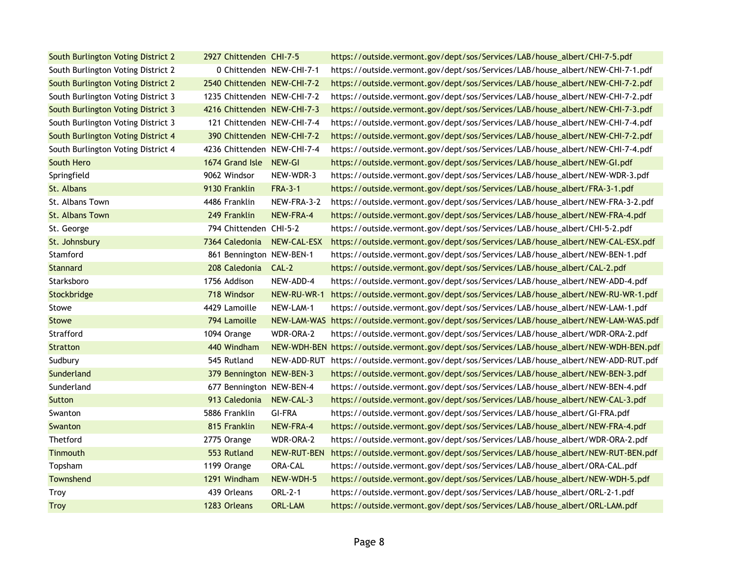| | | | | |
|---|---|---|---|---|
| South Burlington Voting District 2 | 2927 | Chittenden | CHI-7-5 | https://outside.vermont.gov/dept/sos/Services/LAB/house_albert/CHI-7-5.pdf |
| South Burlington Voting District 2 | 0 | Chittenden | NEW-CHI-7-1 | https://outside.vermont.gov/dept/sos/Services/LAB/house_albert/NEW-CHI-7-1.pdf |
| South Burlington Voting District 2 | 2540 | Chittenden | NEW-CHI-7-2 | https://outside.vermont.gov/dept/sos/Services/LAB/house_albert/NEW-CHI-7-2.pdf |
| South Burlington Voting District 3 | 1235 | Chittenden | NEW-CHI-7-2 | https://outside.vermont.gov/dept/sos/Services/LAB/house_albert/NEW-CHI-7-2.pdf |
| South Burlington Voting District 3 | 4216 | Chittenden | NEW-CHI-7-3 | https://outside.vermont.gov/dept/sos/Services/LAB/house_albert/NEW-CHI-7-3.pdf |
| South Burlington Voting District 3 | 121 | Chittenden | NEW-CHI-7-4 | https://outside.vermont.gov/dept/sos/Services/LAB/house_albert/NEW-CHI-7-4.pdf |
| South Burlington Voting District 4 | 390 | Chittenden | NEW-CHI-7-2 | https://outside.vermont.gov/dept/sos/Services/LAB/house_albert/NEW-CHI-7-2.pdf |
| South Burlington Voting District 4 | 4236 | Chittenden | NEW-CHI-7-4 | https://outside.vermont.gov/dept/sos/Services/LAB/house_albert/NEW-CHI-7-4.pdf |
| South Hero | 1674 | Grand Isle | NEW-GI | https://outside.vermont.gov/dept/sos/Services/LAB/house_albert/NEW-GI.pdf |
| Springfield | 9062 | Windsor | NEW-WDR-3 | https://outside.vermont.gov/dept/sos/Services/LAB/house_albert/NEW-WDR-3.pdf |
| St. Albans | 9130 | Franklin | FRA-3-1 | https://outside.vermont.gov/dept/sos/Services/LAB/house_albert/FRA-3-1.pdf |
| St. Albans Town | 4486 | Franklin | NEW-FRA-3-2 | https://outside.vermont.gov/dept/sos/Services/LAB/house_albert/NEW-FRA-3-2.pdf |
| St. Albans Town | 249 | Franklin | NEW-FRA-4 | https://outside.vermont.gov/dept/sos/Services/LAB/house_albert/NEW-FRA-4.pdf |
| St. George | 794 | Chittenden | CHI-5-2 | https://outside.vermont.gov/dept/sos/Services/LAB/house_albert/CHI-5-2.pdf |
| St. Johnsbury | 7364 | Caledonia | NEW-CAL-ESX | https://outside.vermont.gov/dept/sos/Services/LAB/house_albert/NEW-CAL-ESX.pdf |
| Stamford | 861 | Bennington | NEW-BEN-1 | https://outside.vermont.gov/dept/sos/Services/LAB/house_albert/NEW-BEN-1.pdf |
| Stannard | 208 | Caledonia | CAL-2 | https://outside.vermont.gov/dept/sos/Services/LAB/house_albert/CAL-2.pdf |
| Starksboro | 1756 | Addison | NEW-ADD-4 | https://outside.vermont.gov/dept/sos/Services/LAB/house_albert/NEW-ADD-4.pdf |
| Stockbridge | 718 | Windsor | NEW-RU-WR-1 | https://outside.vermont.gov/dept/sos/Services/LAB/house_albert/NEW-RU-WR-1.pdf |
| Stowe | 4429 | Lamoille | NEW-LAM-1 | https://outside.vermont.gov/dept/sos/Services/LAB/house_albert/NEW-LAM-1.pdf |
| Stowe | 794 | Lamoille | NEW-LAM-WAS | https://outside.vermont.gov/dept/sos/Services/LAB/house_albert/NEW-LAM-WAS.pdf |
| Strafford | 1094 | Orange | WDR-ORA-2 | https://outside.vermont.gov/dept/sos/Services/LAB/house_albert/WDR-ORA-2.pdf |
| Stratton | 440 | Windham | NEW-WDH-BEN | https://outside.vermont.gov/dept/sos/Services/LAB/house_albert/NEW-WDH-BEN.pdf |
| Sudbury | 545 | Rutland | NEW-ADD-RUT | https://outside.vermont.gov/dept/sos/Services/LAB/house_albert/NEW-ADD-RUT.pdf |
| Sunderland | 379 | Bennington | NEW-BEN-3 | https://outside.vermont.gov/dept/sos/Services/LAB/house_albert/NEW-BEN-3.pdf |
| Sunderland | 677 | Bennington | NEW-BEN-4 | https://outside.vermont.gov/dept/sos/Services/LAB/house_albert/NEW-BEN-4.pdf |
| Sutton | 913 | Caledonia | NEW-CAL-3 | https://outside.vermont.gov/dept/sos/Services/LAB/house_albert/NEW-CAL-3.pdf |
| Swanton | 5886 | Franklin | GI-FRA | https://outside.vermont.gov/dept/sos/Services/LAB/house_albert/GI-FRA.pdf |
| Swanton | 815 | Franklin | NEW-FRA-4 | https://outside.vermont.gov/dept/sos/Services/LAB/house_albert/NEW-FRA-4.pdf |
| Thetford | 2775 | Orange | WDR-ORA-2 | https://outside.vermont.gov/dept/sos/Services/LAB/house_albert/WDR-ORA-2.pdf |
| Tinmouth | 553 | Rutland | NEW-RUT-BEN | https://outside.vermont.gov/dept/sos/Services/LAB/house_albert/NEW-RUT-BEN.pdf |
| Topsham | 1199 | Orange | ORA-CAL | https://outside.vermont.gov/dept/sos/Services/LAB/house_albert/ORA-CAL.pdf |
| Townshend | 1291 | Windham | NEW-WDH-5 | https://outside.vermont.gov/dept/sos/Services/LAB/house_albert/NEW-WDH-5.pdf |
| Troy | 439 | Orleans | ORL-2-1 | https://outside.vermont.gov/dept/sos/Services/LAB/house_albert/ORL-2-1.pdf |
| Troy | 1283 | Orleans | ORL-LAM | https://outside.vermont.gov/dept/sos/Services/LAB/house_albert/ORL-LAM.pdf |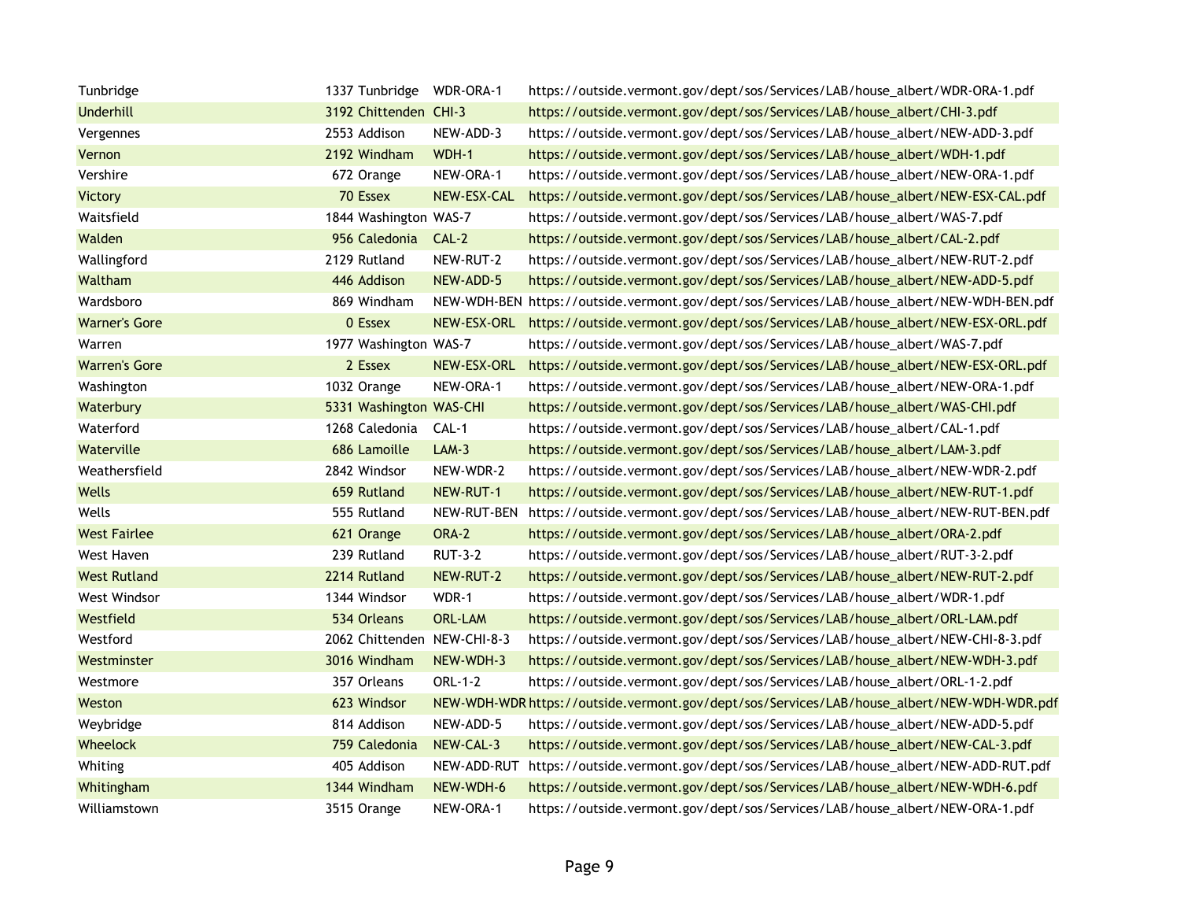| | | | | |
|---|---|---|---|---|
| Tunbridge | 1337 | Tunbridge | WDR-ORA-1 | https://outside.vermont.gov/dept/sos/Services/LAB/house_albert/WDR-ORA-1.pdf |
| Underhill | 3192 | Chittenden | CHI-3 | https://outside.vermont.gov/dept/sos/Services/LAB/house_albert/CHI-3.pdf |
| Vergennes | 2553 | Addison | NEW-ADD-3 | https://outside.vermont.gov/dept/sos/Services/LAB/house_albert/NEW-ADD-3.pdf |
| Vernon | 2192 | Windham | WDH-1 | https://outside.vermont.gov/dept/sos/Services/LAB/house_albert/WDH-1.pdf |
| Vershire | 672 | Orange | NEW-ORA-1 | https://outside.vermont.gov/dept/sos/Services/LAB/house_albert/NEW-ORA-1.pdf |
| Victory | 70 | Essex | NEW-ESX-CAL | https://outside.vermont.gov/dept/sos/Services/LAB/house_albert/NEW-ESX-CAL.pdf |
| Waitsfield | 1844 | Washington | WAS-7 | https://outside.vermont.gov/dept/sos/Services/LAB/house_albert/WAS-7.pdf |
| Walden | 956 | Caledonia | CAL-2 | https://outside.vermont.gov/dept/sos/Services/LAB/house_albert/CAL-2.pdf |
| Wallingford | 2129 | Rutland | NEW-RUT-2 | https://outside.vermont.gov/dept/sos/Services/LAB/house_albert/NEW-RUT-2.pdf |
| Waltham | 446 | Addison | NEW-ADD-5 | https://outside.vermont.gov/dept/sos/Services/LAB/house_albert/NEW-ADD-5.pdf |
| Wardsboro | 869 | Windham | NEW-WDH-BEN | https://outside.vermont.gov/dept/sos/Services/LAB/house_albert/NEW-WDH-BEN.pdf |
| Warner's Gore | 0 | Essex | NEW-ESX-ORL | https://outside.vermont.gov/dept/sos/Services/LAB/house_albert/NEW-ESX-ORL.pdf |
| Warren | 1977 | Washington | WAS-7 | https://outside.vermont.gov/dept/sos/Services/LAB/house_albert/WAS-7.pdf |
| Warren's Gore | 2 | Essex | NEW-ESX-ORL | https://outside.vermont.gov/dept/sos/Services/LAB/house_albert/NEW-ESX-ORL.pdf |
| Washington | 1032 | Orange | NEW-ORA-1 | https://outside.vermont.gov/dept/sos/Services/LAB/house_albert/NEW-ORA-1.pdf |
| Waterbury | 5331 | Washington | WAS-CHI | https://outside.vermont.gov/dept/sos/Services/LAB/house_albert/WAS-CHI.pdf |
| Waterford | 1268 | Caledonia | CAL-1 | https://outside.vermont.gov/dept/sos/Services/LAB/house_albert/CAL-1.pdf |
| Waterville | 686 | Lamoille | LAM-3 | https://outside.vermont.gov/dept/sos/Services/LAB/house_albert/LAM-3.pdf |
| Weathersfield | 2842 | Windsor | NEW-WDR-2 | https://outside.vermont.gov/dept/sos/Services/LAB/house_albert/NEW-WDR-2.pdf |
| Wells | 659 | Rutland | NEW-RUT-1 | https://outside.vermont.gov/dept/sos/Services/LAB/house_albert/NEW-RUT-1.pdf |
| Wells | 555 | Rutland | NEW-RUT-BEN | https://outside.vermont.gov/dept/sos/Services/LAB/house_albert/NEW-RUT-BEN.pdf |
| West Fairlee | 621 | Orange | ORA-2 | https://outside.vermont.gov/dept/sos/Services/LAB/house_albert/ORA-2.pdf |
| West Haven | 239 | Rutland | RUT-3-2 | https://outside.vermont.gov/dept/sos/Services/LAB/house_albert/RUT-3-2.pdf |
| West Rutland | 2214 | Rutland | NEW-RUT-2 | https://outside.vermont.gov/dept/sos/Services/LAB/house_albert/NEW-RUT-2.pdf |
| West Windsor | 1344 | Windsor | WDR-1 | https://outside.vermont.gov/dept/sos/Services/LAB/house_albert/WDR-1.pdf |
| Westfield | 534 | Orleans | ORL-LAM | https://outside.vermont.gov/dept/sos/Services/LAB/house_albert/ORL-LAM.pdf |
| Westford | 2062 | Chittenden | NEW-CHI-8-3 | https://outside.vermont.gov/dept/sos/Services/LAB/house_albert/NEW-CHI-8-3.pdf |
| Westminster | 3016 | Windham | NEW-WDH-3 | https://outside.vermont.gov/dept/sos/Services/LAB/house_albert/NEW-WDH-3.pdf |
| Westmore | 357 | Orleans | ORL-1-2 | https://outside.vermont.gov/dept/sos/Services/LAB/house_albert/ORL-1-2.pdf |
| Weston | 623 | Windsor | NEW-WDH-WDR | https://outside.vermont.gov/dept/sos/Services/LAB/house_albert/NEW-WDH-WDR.pdf |
| Weybridge | 814 | Addison | NEW-ADD-5 | https://outside.vermont.gov/dept/sos/Services/LAB/house_albert/NEW-ADD-5.pdf |
| Wheelock | 759 | Caledonia | NEW-CAL-3 | https://outside.vermont.gov/dept/sos/Services/LAB/house_albert/NEW-CAL-3.pdf |
| Whiting | 405 | Addison | NEW-ADD-RUT | https://outside.vermont.gov/dept/sos/Services/LAB/house_albert/NEW-ADD-RUT.pdf |
| Whitingham | 1344 | Windham | NEW-WDH-6 | https://outside.vermont.gov/dept/sos/Services/LAB/house_albert/NEW-WDH-6.pdf |
| Williamstown | 3515 | Orange | NEW-ORA-1 | https://outside.vermont.gov/dept/sos/Services/LAB/house_albert/NEW-ORA-1.pdf |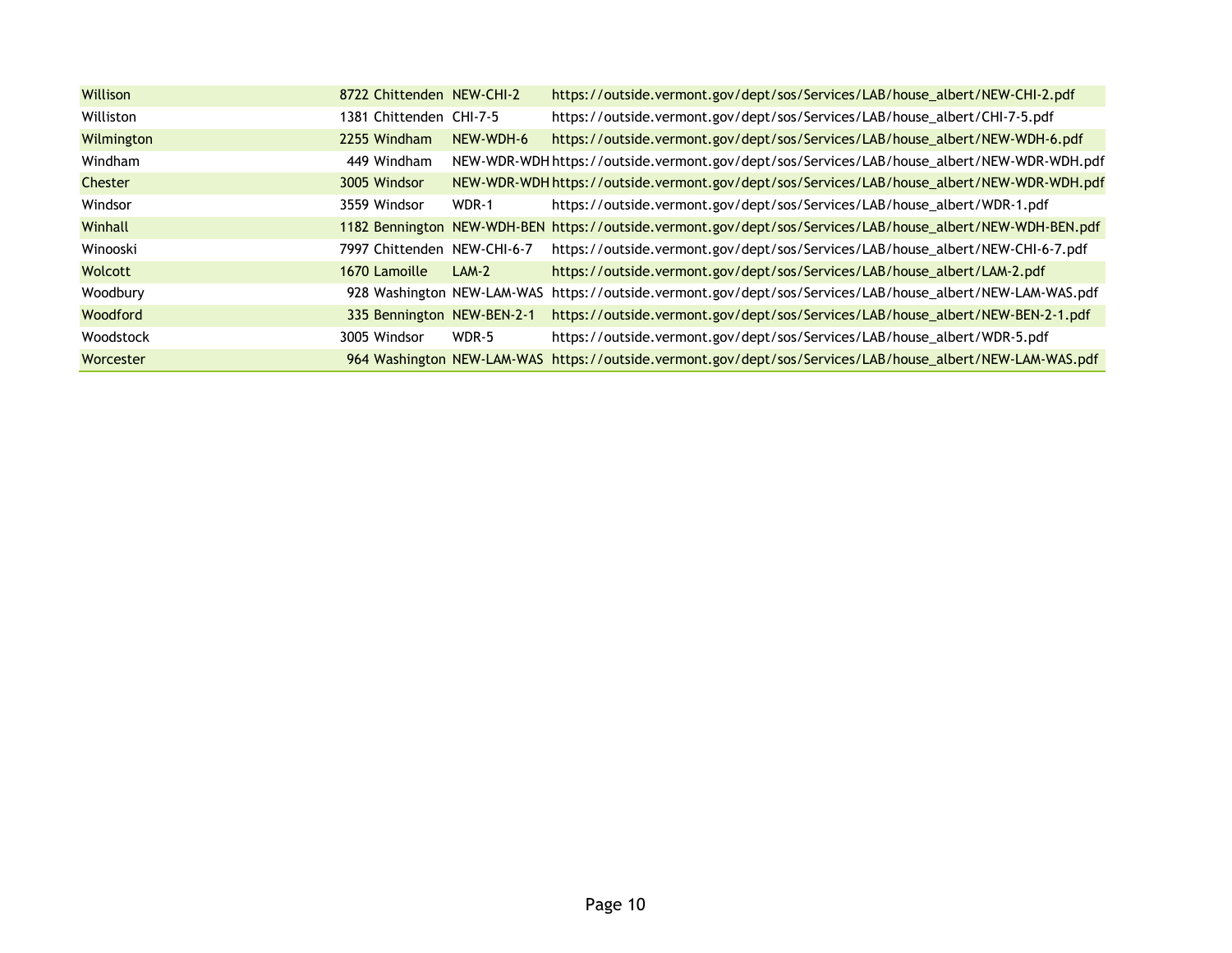| | | | | |
|---|---|---|---|---|
| Willison | 8722 | Chittenden | NEW-CHI-2 | https://outside.vermont.gov/dept/sos/Services/LAB/house_albert/NEW-CHI-2.pdf |
| Williston | 1381 | Chittenden | CHI-7-5 | https://outside.vermont.gov/dept/sos/Services/LAB/house_albert/CHI-7-5.pdf |
| Wilmington | 2255 | Windham | NEW-WDH-6 | https://outside.vermont.gov/dept/sos/Services/LAB/house_albert/NEW-WDH-6.pdf |
| Windham | 449 | Windham | NEW-WDR-WDH | https://outside.vermont.gov/dept/sos/Services/LAB/house_albert/NEW-WDR-WDH.pdf |
| Chester | 3005 | Windsor | NEW-WDR-WDH | https://outside.vermont.gov/dept/sos/Services/LAB/house_albert/NEW-WDR-WDH.pdf |
| Windsor | 3559 | Windsor | WDR-1 | https://outside.vermont.gov/dept/sos/Services/LAB/house_albert/WDR-1.pdf |
| Winhall | 1182 | Bennington | NEW-WDH-BEN | https://outside.vermont.gov/dept/sos/Services/LAB/house_albert/NEW-WDH-BEN.pdf |
| Winooski | 7997 | Chittenden | NEW-CHI-6-7 | https://outside.vermont.gov/dept/sos/Services/LAB/house_albert/NEW-CHI-6-7.pdf |
| Wolcott | 1670 | Lamoille | LAM-2 | https://outside.vermont.gov/dept/sos/Services/LAB/house_albert/LAM-2.pdf |
| Woodbury | 928 | Washington | NEW-LAM-WAS | https://outside.vermont.gov/dept/sos/Services/LAB/house_albert/NEW-LAM-WAS.pdf |
| Woodford | 335 | Bennington | NEW-BEN-2-1 | https://outside.vermont.gov/dept/sos/Services/LAB/house_albert/NEW-BEN-2-1.pdf |
| Woodstock | 3005 | Windsor | WDR-5 | https://outside.vermont.gov/dept/sos/Services/LAB/house_albert/WDR-5.pdf |
| Worcester | 964 | Washington | NEW-LAM-WAS | https://outside.vermont.gov/dept/sos/Services/LAB/house_albert/NEW-LAM-WAS.pdf |